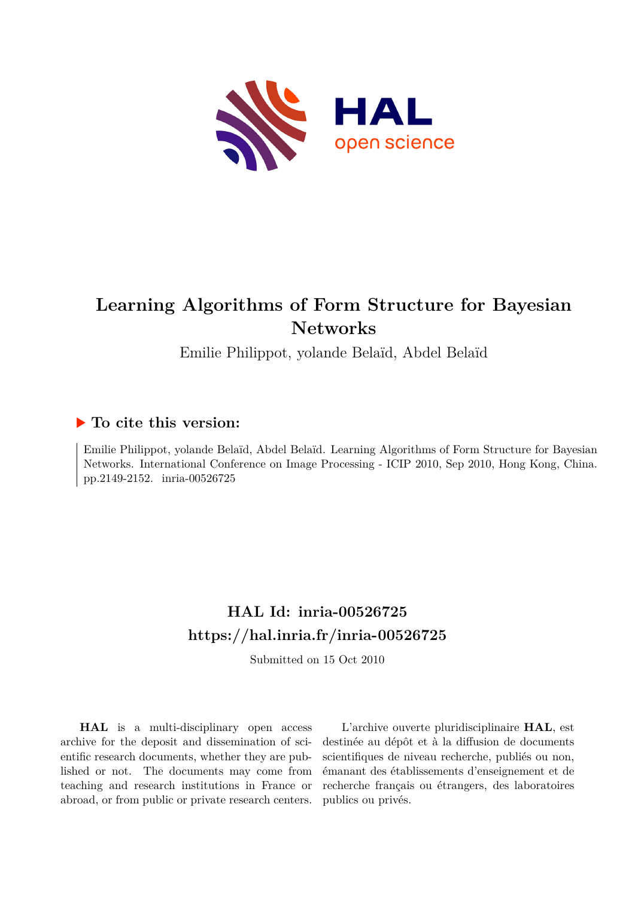# Learning Algorithms of Form Structure for Bayesian Networks

Emilie Philippot, yolande Belaïd, Abdel Belaïd

## ▶ To cite this version:

Emilie Philippot, yolande Belaïd, Abdel Belaïd. Learning Algorithms of Form Structure for Bayesian Networks. International Conference on Image Processing - ICIP 2010, Sep 2010, Hong Kong, China. pp.2149-2152. inria-00526725

## HAL Id: inria-00526725

## https://hal.inria.fr/inria-00526725

Submitted on 15 Oct 2010

**HAL** is a multi-disciplinary open access archive for the deposit and dissemination of scientific research documents, whether they are published or not. The documents may come from teaching and research institutions in France or abroad, or from public or private research centers.

L'archive ouverte pluridisciplinaire **HAL**, est destinée au dépôt et à la diffusion de documents scientifiques de niveau recherche, publiés ou non, émanant des établissements d'enseignement et de recherche français ou étrangers, des laboratoires publics ou privés.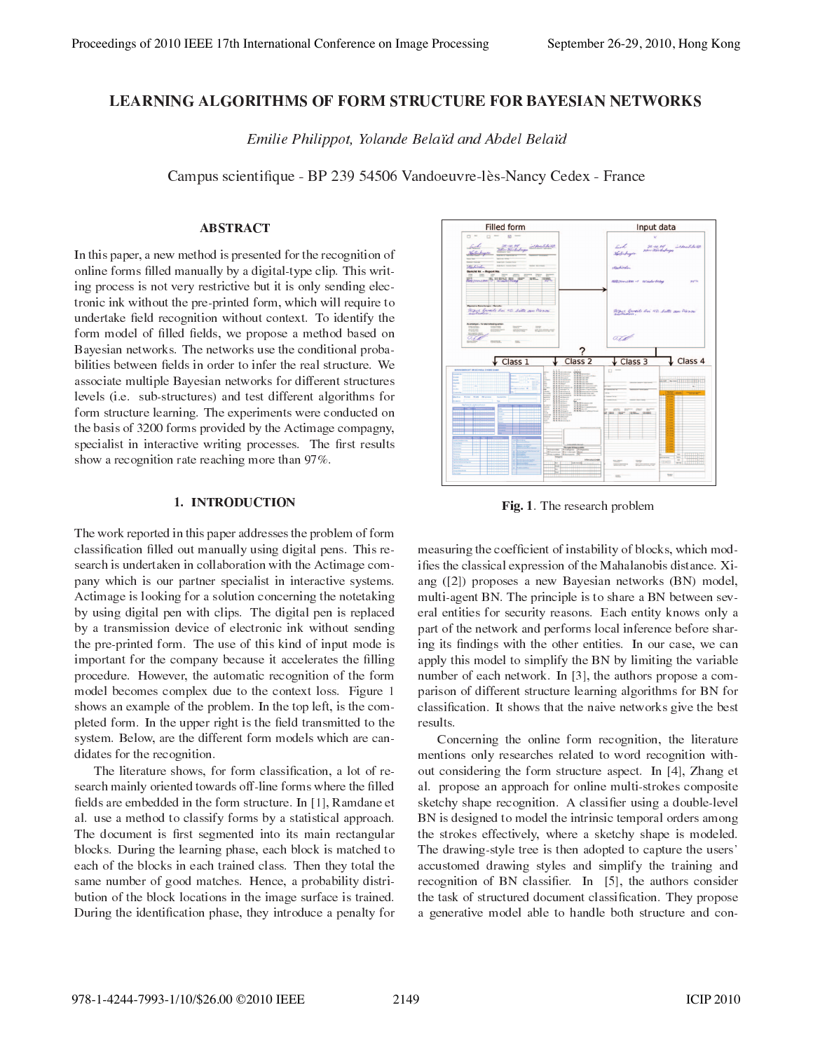# LEARNING ALGORITHMS OF FORM STRUCTURE FOR BAYESIAN NETWORKS

*Emilie Philippot, Yolande Belaïd and Abdel Belaïd*

Campus scientifique - BP 239 54506 Vandoeuvre-lès-Nancy Cedex - France

## ABSTRACT

In this paper, a new method is presented for the recognition of online forms filled manually by a digital-type clip. This writing process is not very restrictive but it is only sending electronic ink without the pre-printed form, which will require to undertake field recognition without context. To identify the form model of filled fields, we propose a method based on Bayesian networks. The networks use the conditional probabilities between fields in order to infer the real structure. We associate multiple Bayesian networks for different structures levels (i.e. sub-structures) and test different algorithms for form structure learning. The experiments were conducted on the basis of 3200 forms provided by the Actimage compagny, specialist in interactive writing processes. The first results show a recognition rate reaching more than 97%.

## 1. INTRODUCTION

The work reported in this paper addresses the problem of form classification filled out manually using digital pens. This research is undertaken in collaboration with the Actimage company which is our partner specialist in interactive systems. Actimage is looking for a solution concerning the notetaking by using digital pen with clips. The digital pen is replaced by a transmission device of electronic ink without sending the pre-printed form. The use of this kind of input mode is important for the company because it accelerates the filling procedure. However, the automatic recognition of the form model becomes complex due to the context loss. Figure 1 shows an example of the problem. In the top left, is the completed form. In the upper right is the field transmitted to the system. Below, are the different form models which are candidates for the recognition.

Fig. 1. The research problem

The literature shows, for form classification, a lot of research mainly oriented towards off-line forms where the filled fields are embedded in the form structure. In [1], Ramdane et al. use a method to classify forms by a statistical approach. The document is first segmented into its main rectangular blocks. During the learning phase, each block is matched to each of the blocks in each trained class. Then they total the same number of good matches. Hence, a probability distribution of the block locations in the image surface is trained. During the identification phase, they introduce a penalty for measuring the coefficient of instability of blocks, which modifies the classical expression of the Mahalanobis distance. Xiang ([2]) proposes a new Bayesian networks (BN) model, multi-agent BN. The principle is to share a BN between several entities for security reasons. Each entity knows only a part of the network and performs local inference before sharing its findings with the other entities. In our case, we can apply this model to simplify the BN by limiting the variable number of each network. In [3], the authors propose a comparison of different structure learning algorithms for BN for classification. It shows that the naive networks give the best results.

Concerning the online form recognition, the literature mentions only researches related to word recognition without considering the form structure aspect. In [4], Zhang et al. propose an approach for online multi-strokes composite sketchy shape recognition. A classifier using a double-level BN is designed to model the intrinsic temporal orders among the strokes effectively, where a sketchy shape is modeled. The drawing-style tree is then adopted to capture the users' accustomed drawing styles and simplify the training and recognition of BN classifier. In [5], the authors consider the task of structured document classification. They propose a generative model able to handle both structure and con-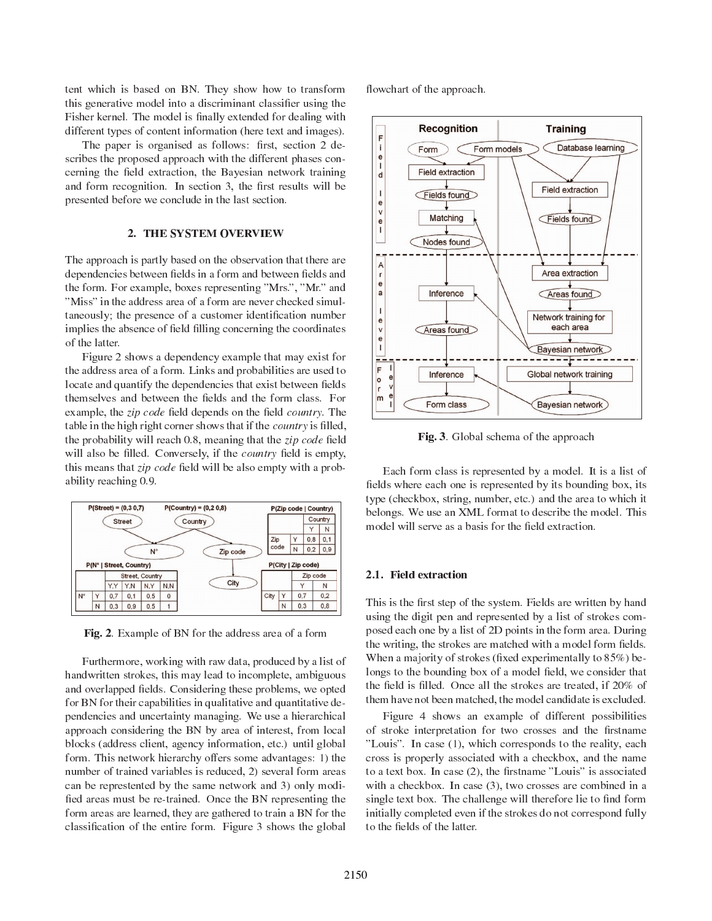tent which is based on BN. They show how to transform this generative model into a discriminant classifier using the Fisher kernel. The model is finally extended for dealing with different types of content information (here text and images).

The paper is organised as follows: first, section 2 describes the proposed approach with the different phases concerning the field extraction, the Bayesian network training and form recognition. In section 3, the first results will be presented before we conclude in the last section.

## 2. THE SYSTEM OVERVIEW

The approach is partly based on the observation that there are dependencies between fields in a form and between fields and the form. For example, boxes representing "Mrs.", "Mr." and "Miss" in the address area of a form are never checked simultaneously; the presence of a customer identification number implies the absence of field filling concerning the coordinates of the latter.

Figure 2 shows a dependency example that may exist for the address area of a form. Links and probabilities are used to locate and quantify the dependencies that exist between fields themselves and between the fields and the form class. For example, the *zip code* field depends on the field *country*. The table in the high right corner shows that if the *country* is filled, the probability will reach 0.8, meaning that the *zip code* field will also be filled. Conversely, if the *country* field is empty, this means that *zip code* field will be also empty with a probability reaching 0.9.

**Fig. 2**. Example of BN for the address area of a form

Furthermore, working with raw data, produced by a list of handwritten strokes, this may lead to incomplete, ambiguous and overlapped fields. Considering these problems, we opted for BN for their capabilities in qualitative and quantitative dependencies and uncertainty managing. We use a hierarchical approach considering the BN by area of interest, from local blocks (address client, agency information, etc.) until global form. This network hierarchy offers some advantages: 1) the number of trained variables is reduced, 2) several form areas can be represented by the same network and 3) only modified areas must be re-trained. Once the BN representing the form areas are learned, they are gathered to train a BN for the classification of the entire form. Figure 3 shows the global flowchart of the approach.

**Fig. 3**. Global schema of the approach

Each form class is represented by a model. It is a list of fields where each one is represented by its bounding box, its type (checkbox, string, number, etc.) and the area to which it belongs. We use an XML format to describe the model. This model will serve as a basis for the field extraction.

### 2.1. Field extraction

This is the first step of the system. Fields are written by hand using the digit pen and represented by a list of strokes composed each one by a list of 2D points in the form area. During the writing, the strokes are matched with a model form fields. When a majority of strokes (fixed experimentally to 85%) belongs to the bounding box of a model field, we consider that the field is filled. Once all the strokes are treated, if 20% of them have not been matched, the model candidate is excluded.

Figure 4 shows an example of different possibilities of stroke interpretation for two crosses and the firstname "Louis". In case (1), which corresponds to the reality, each cross is properly associated with a checkbox, and the name to a text box. In case (2), the firstname "Louis" is associated with a checkbox. In case (3), two crosses are combined in a single text box. The challenge will therefore lie to find form initially completed even if the strokes do not correspond fully to the fields of the latter.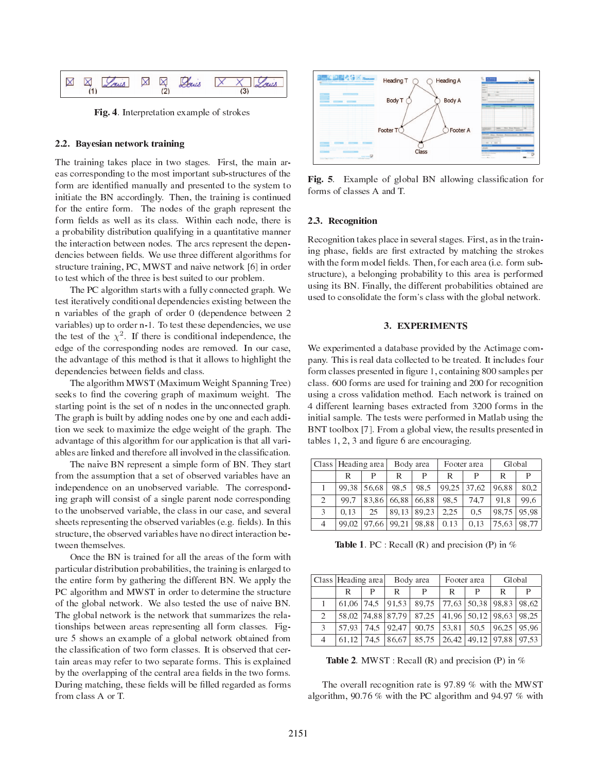Fig. 4. Interpretation example of strokes

### 2.2. Bayesian network training

The training takes place in two stages. First, the main areas corresponding to the most important sub-structures of the form are identified manually and presented to the system to initiate the BN accordingly. Then, the training is continued for the entire form. The nodes of the graph represent the form fields as well as its class. Within each node, there is a probability distribution qualifying in a quantitative manner the interaction between nodes. The arcs represent the dependencies between fields. We use three different algorithms for structure training, PC, MWST and naive network [6] in order to test which of the three is best suited to our problem.

The PC algorithm starts with a fully connected graph. We test iteratively conditional dependencies existing between the n variables of the graph of order 0 (dependence between 2 variables) up to order n-1. To test these dependencies, we use the test of the $\chi^2$. If there is conditional independence, the edge of the corresponding nodes are removed. In our case, the advantage of this method is that it allows to highlight the dependencies between fields and class.

The algorithm MWST (Maximum Weight Spanning Tree) seeks to find the covering graph of maximum weight. The starting point is the set of n nodes in the unconnected graph. The graph is built by adding nodes one by one and each addition we seek to maximize the edge weight of the graph. The advantage of this algorithm for our application is that all variables are linked and therefore all involved in the classification.

The naive BN represent a simple form of BN. They start from the assumption that a set of observed variables have an independence on an unobserved variable. The corresponding graph will consist of a single parent node corresponding to the unobserved variable, the class in our case, and several sheets representing the observed variables (e.g. fields). In this structure, the observed variables have no direct interaction between themselves.

Once the BN is trained for all the areas of the form with particular distribution probabilities, the training is enlarged to the entire form by gathering the different BN. We apply the PC algorithm and MWST in order to determine the structure of the global network. We also tested the use of naive BN. The global network is the network that summarizes the relationships between areas representing all form classes. Figure 5 shows an example of a global network obtained from the classification of two form classes. It is observed that certain areas may refer to two separate forms. This is explained by the overlapping of the central area fields in the two forms. During matching, these fields will be filled regarded as forms from class A or T.

Fig. 5. Example of global BN allowing classification for forms of classes A and T.

### 2.3. Recognition

Recognition takes place in several stages. First, as in the training phase, fields are first extracted by matching the strokes with the form model fields. Then, for each area (i.e. form substructure), a belonging probability to this area is performed using its BN. Finally, the different probabilities obtained are used to consolidate the form's class with the global network.

## 3. EXPERIMENTS

We experimented a database provided by the Actimage company. This is real data collected to be treated. It includes four form classes presented in figure 1, containing 800 samples per class. 600 forms are used for training and 200 for recognition using a cross validation method. Each network is trained on 4 different learning bases extracted from 3200 forms in the initial sample. The tests were performed in Matlab using the BNT toolbox [7]. From a global view, the results presented in tables 1, 2, 3 and figure 6 are encouraging.

| Class | Heading area | | Body area | | Footer area | | Global | |
|---|---|---|---|---|---|---|---|---|
| | R | P | R | P | R | P | R | P |
| 1 | 99,38 | 56,68 | 98,5 | 98,5 | 99,25 | 37,62 | 96,88 | 80,2 |
| 2 | 99,7 | 83,86 | 66,88 | 66,88 | 98,5 | 74,7 | 91,8 | 99,6 |
| 3 | 0,13 | 25 | 89,13 | 89,23 | 2,25 | 0,5 | 98,75 | 95,98 |
| 4 | 99,02 | 97,66 | 99,21 | 98,88 | 0.13 | 0,13 | 75,63 | 98,77 |

Table 1. PC : Recall (R) and precision (P) in %

| Class | Heading area | | Body area | | Footer area | | Global | |
|---|---|---|---|---|---|---|---|---|
| | R | P | R | P | R | P | R | P |
| 1 | 61,06 | 74,5 | 91,53 | 89,75 | 77,63 | 50,38 | 98,83 | 98,62 |
| 2 | 58,02 | 74,88 | 87,79 | 87,25 | 41,96 | 50,12 | 98,63 | 98,25 |
| 3 | 57,93 | 74,5 | 92,47 | 90,75 | 53,81 | 50,5 | 96,25 | 95,96 |
| 4 | 61,12 | 74,5 | 86,67 | 85,75 | 26,42 | 49,12 | 97,88 | 97,53 |

Table 2. MWST : Recall (R) and precision (P) in %

The overall recognition rate is 97.89 % with the MWST algorithm, 90.76 % with the PC algorithm and 94.97 % with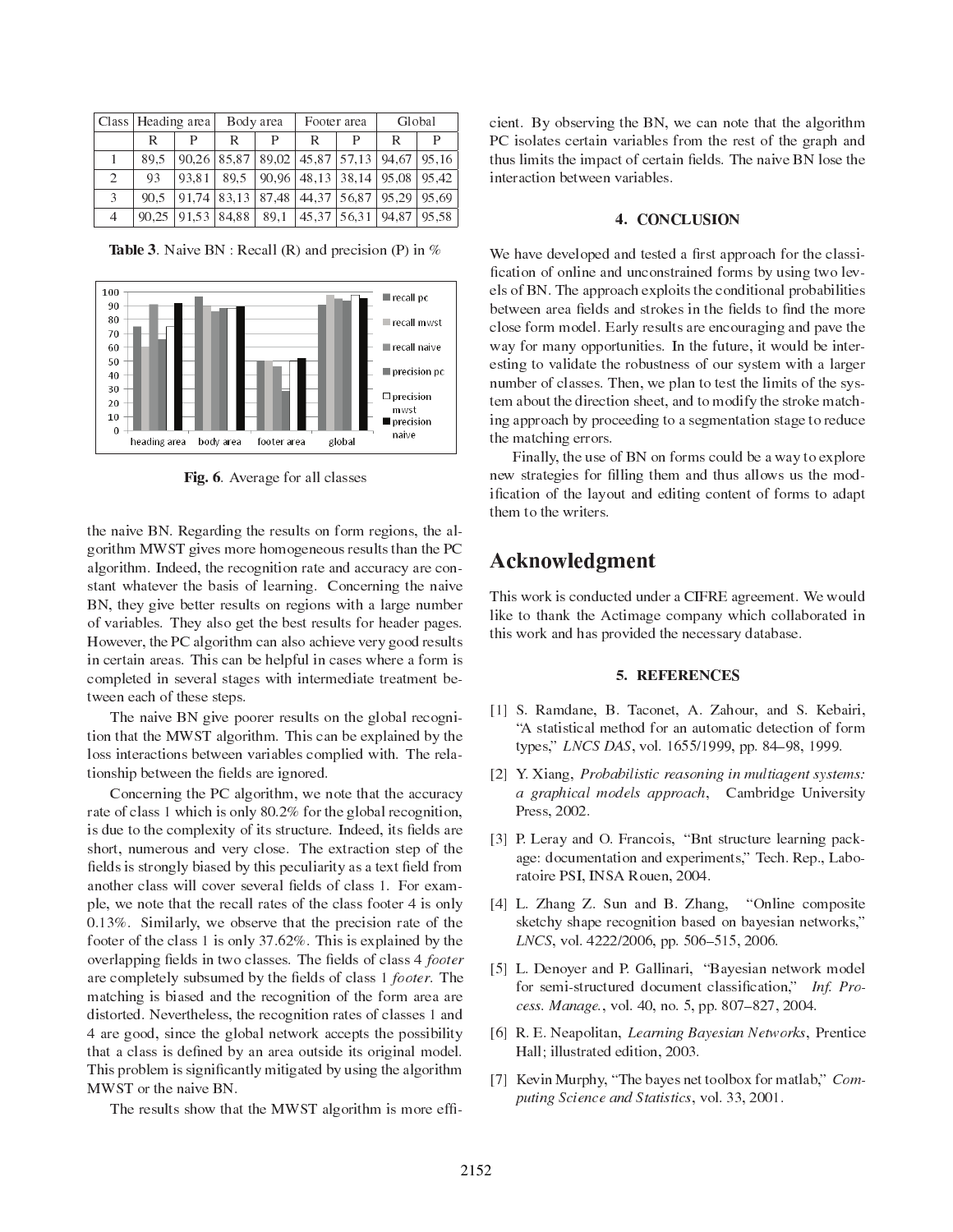| Class | Heading area | | Body area | | Footer area | | Global | |
|---|---|---|---|---|---|---|---|---|
| | R | P | R | P | R | P | R | P |
| 1 | 89,5 | 90,26 | 85,87 | 89,02 | 45,87 | 57,13 | 94,67 | 95,16 |
| 2 | 93 | 93,81 | 89,5 | 90,96 | 48,13 | 38,14 | 95,08 | 95,42 |
| 3 | 90,5 | 91,74 | 83,13 | 87,48 | 44,37 | 56,87 | 95,29 | 95,69 |
| 4 | 90,25 | 91,53 | 84,88 | 89,1 | 45,37 | 56,31 | 94,87 | 95,58 |

**Table 3**. Naive BN : Recall (R) and precision (P) in %

100
90
80
70
60
50
40
30
20
10
0

heading area
body area
footer area
global

recall pc
recall mwst
recall naive
precision pc
precision mwst
precision naive

**Fig. 6**. Average for all classes

the naive BN. Regarding the results on form regions, the algorithm MWST gives more homogeneous results than the PC algorithm. Indeed, the recognition rate and accuracy are constant whatever the basis of learning. Concerning the naive BN, they give better results on regions with a large number of variables. They also get the best results for header pages. However, the PC algorithm can also achieve very good results in certain areas. This can be helpful in cases where a form is completed in several stages with intermediate treatment between each of these steps.

The naive BN give poorer results on the global recognition that the MWST algorithm. This can be explained by the loss interactions between variables complied with. The relationship between the fields are ignored.

Concerning the PC algorithm, we note that the accuracy rate of class 1 which is only 80.2% for the global recognition, is due to the complexity of its structure. Indeed, its fields are short, numerous and very close. The extraction step of the fields is strongly biased by this peculiarity as a text field from another class will cover several fields of class 1. For example, we note that the recall rates of the class footer 4 is only 0.13%. Similarly, we observe that the precision rate of the footer of the class 1 is only 37.62%. This is explained by the overlapping fields in two classes. The fields of class 4 *footer* are completely subsumed by the fields of class 1 *footer*. The matching is biased and the recognition of the form area are distorted. Nevertheless, the recognition rates of classes 1 and 4 are good, since the global network accepts the possibility that a class is defined by an area outside its original model. This problem is significantly mitigated by using the algorithm MWST or the naive BN.

The results show that the MWST algorithm is more efficient. By observing the BN, we can note that the algorithm PC isolates certain variables from the rest of the graph and thus limits the impact of certain fields. The naive BN lose the interaction between variables.

### 4. CONCLUSION

We have developed and tested a first approach for the classification of online and unconstrained forms by using two levels of BN. The approach exploits the conditional probabilities between area fields and strokes in the fields to find the more close form model. Early results are encouraging and pave the way for many opportunities. In the future, it would be interesting to validate the robustness of our system with a larger number of classes. Then, we plan to test the limits of the system about the direction sheet, and to modify the stroke matching approach by proceeding to a segmentation stage to reduce the matching errors.

Finally, the use of BN on forms could be a way to explore new strategies for filling them and thus allows us the modification of the layout and editing content of forms to adapt them to the writers.

## Acknowledgment

This work is conducted under a CIFRE agreement. We would like to thank the Actimage company which collaborated in this work and has provided the necessary database.

### 5. REFERENCES

[1] S. Ramdane, B. Taconet, A. Zahour, and S. Kebairi, "A statistical method for an automatic detection of form types," *LNCS DAS*, vol. 1655/1999, pp. 84–98, 1999.

[2] Y. Xiang, *Probabilistic reasoning in multiagent systems: a graphical models approach*, Cambridge University Press, 2002.

[3] P. Leray and O. Francois, "Bnt structure learning package: documentation and experiments," Tech. Rep., Laboratoire PSI, INSA Rouen, 2004.

[4] L. Zhang Z. Sun and B. Zhang, "Online composite sketchy shape recognition based on bayesian networks," *LNCS*, vol. 4222/2006, pp. 506–515, 2006.

[5] L. Denoyer and P. Gallinari, "Bayesian network model for semi-structured document classification," *Inf. Process. Manage.*, vol. 40, no. 5, pp. 807–827, 2004.

[6] R. E. Neapolitan, *Learning Bayesian Networks*, Prentice Hall; illustrated edition, 2003.

[7] Kevin Murphy, "The bayes net toolbox for matlab," *Computing Science and Statistics*, vol. 33, 2001.